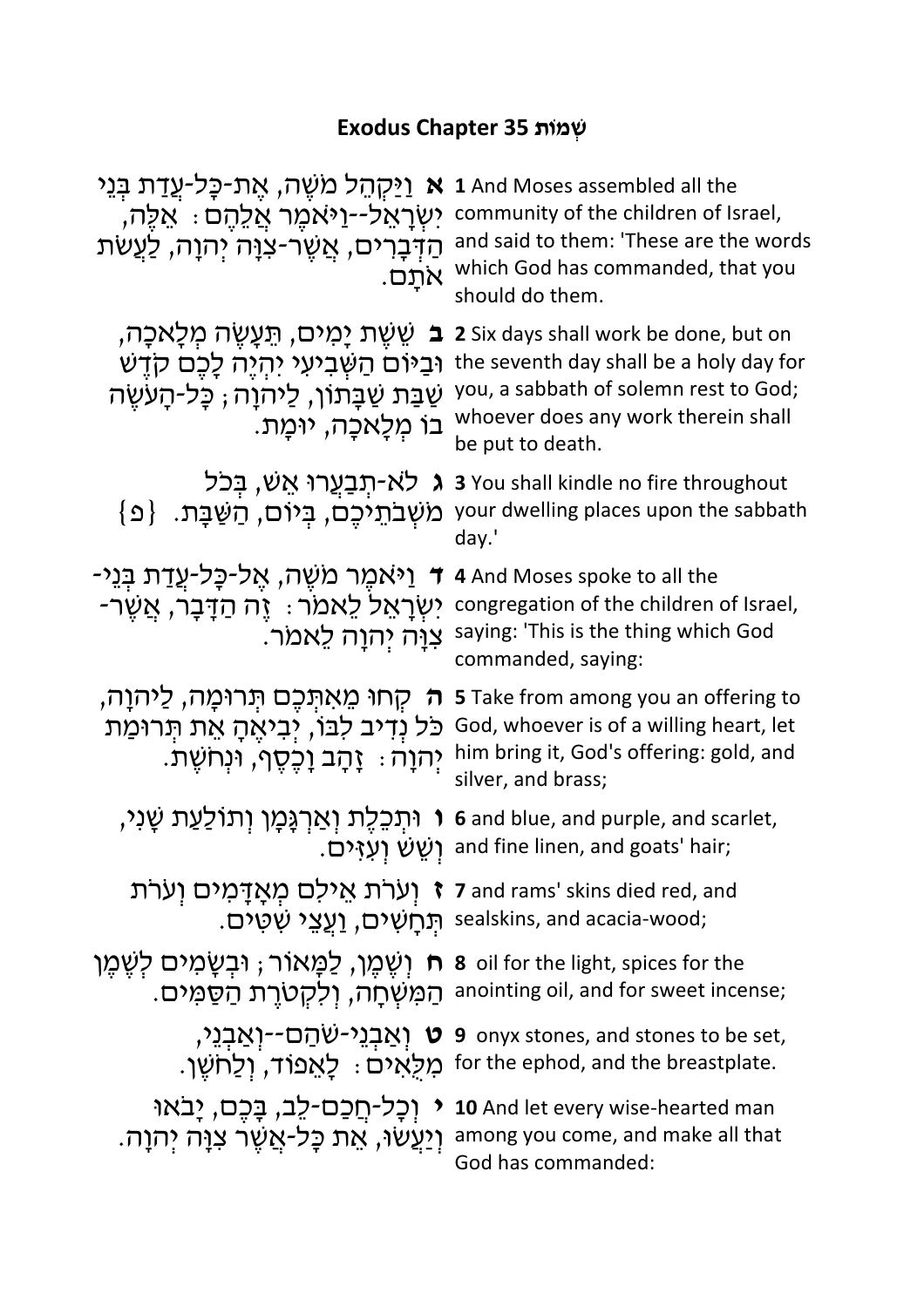# Exodus Chapter 35 שְׁמוֹת

| | |
|---|---|
| **א** וַיַּקְהֵל מֹשֶׁה, אֶת-כָּל-עֲדַת בְּנֵי יִשְׂרָאֵל--וַיֹּאמֶר אֲלֵהֶם: אֵלֶּה, הַדְּבָרִים, אֲשֶׁר-צִוָּה יְהוָה, לַעֲשֹׂת אֹתָם. | **1** And Moses assembled all the community of the children of Israel, and said to them: 'These are the words which God has commanded, that you should do them. |
| **ב** שֵׁשֶׁת יָמִים, תֵּעָשֶׂה מְלָאכָה, וּבַיּוֹם הַשְּׁבִיעִי יִהְיֶה לָכֶם קֹדֶשׁ שַׁבַּת שַׁבָּתוֹן, לַיהוָה; כָּל-הָעֹשֶׂה בוֹ מְלָאכָה, יוּמָת. | **2** Six days shall work be done, but on the seventh day shall be a holy day for you, a sabbath of solemn rest to God; whoever does any work therein shall be put to death. |
| **ג** לֹא-תְבַעֲרוּ אֵשׁ, בְּכֹל מֹשְׁבֹתֵיכֶם, בְּיוֹם, הַשַּׁבָּת. {פ} | **3** You shall kindle no fire throughout your dwelling places upon the sabbath day.' |
| **ד** וַיֹּאמֶר מֹשֶׁה, אֶל-כָּל-עֲדַת בְּנֵי-יִשְׂרָאֵל לֵאמֹר: זֶה הַדָּבָר, אֲשֶׁר-צִוָּה יְהוָה לֵאמֹר. | **4** And Moses spoke to all the congregation of the children of Israel, saying: 'This is the thing which God commanded, saying: |
| **ה** קְחוּ מֵאִתְּכֶם תְּרוּמָה, לַיהוָה, כֹּל נְדִיב לִבּוֹ, יְבִיאֶהָ אֵת תְּרוּמַת יְהוָה: זָהָב וָכֶסֶף, וּנְחֹשֶׁת. | **5** Take from among you an offering to God, whoever is of a willing heart, let him bring it, God's offering: gold, and silver, and brass; |
| **ו** וּתְכֵלֶת וְאַרְגָּמָן וְתוֹלַעַת שָׁנִי, וְשֵׁשׁ וְעִזִּים. | **6** and blue, and purple, and scarlet, and fine linen, and goats' hair; |
| **ז** וְעֹרֹת אֵילִם מְאָדָּמִים וְעֹרֹת תְּחָשִׁים, וַעֲצֵי שִׁטִּים. | **7** and rams' skins died red, and sealskins, and acacia-wood; |
| **ח** וְשֶׁמֶן, לַמָּאוֹר; וּבְשָׂמִים לְשֶׁמֶן הַמִּשְׁחָה, וְלִקְטֹרֶת הַסַּמִּים. | **8** oil for the light, spices for the anointing oil, and for sweet incense; |
| **ט** וְאַבְנֵי-שֹׁהַם--וְאַבְנֵי, מִלֻּאִים: לָאֵפוֹד, וְלַחֹשֶׁן. | **9** onyx stones, and stones to be set, for the ephod, and the breastplate. |
| **י** וְכָל-חֲכַם-לֵב, בָּכֶם, יָבֹאוּ וְיַעֲשׂוּ, אֵת כָּל-אֲשֶׁר צִוָּה יְהוָה. | **10** And let every wise-hearted man among you come, and make all that God has commanded: |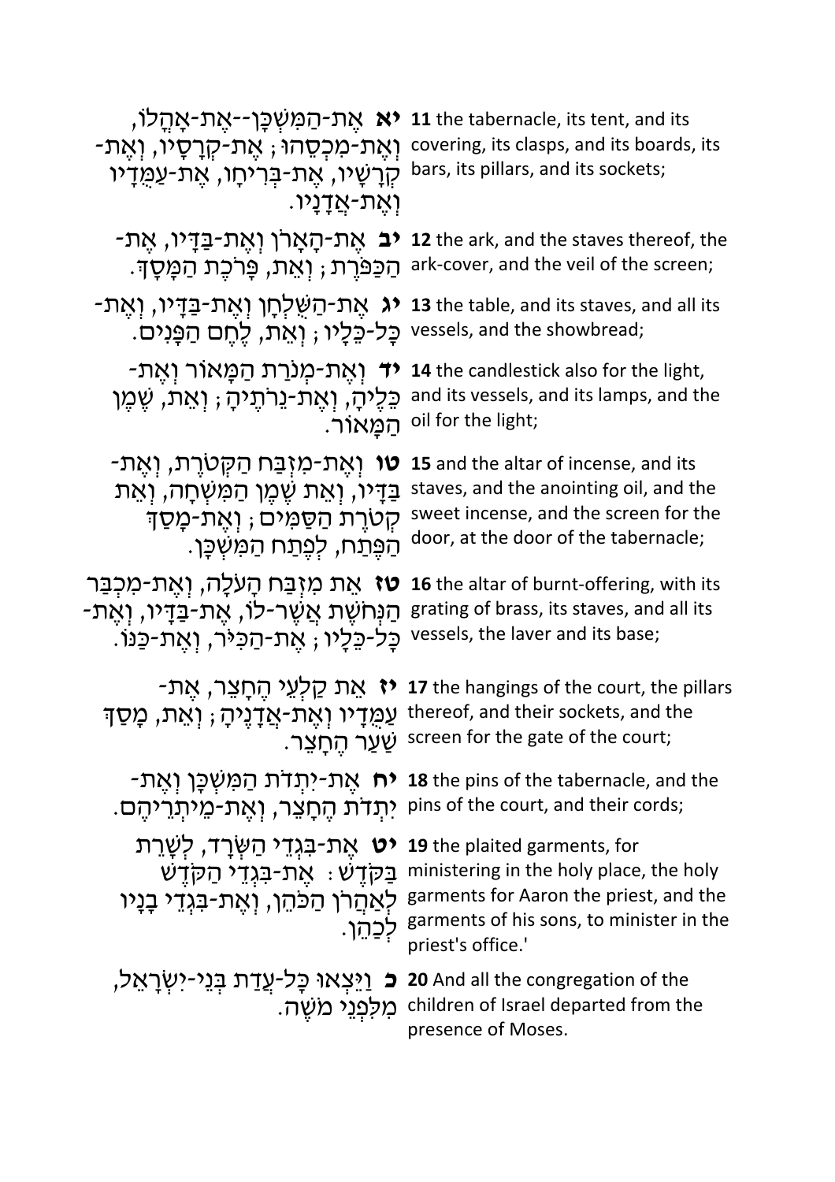| | |
|---|---|
| **יא** אֶת-הַמִּשְׁכָּן--אֶת-אָהֳלוֹ, וְאֶת-מִכְסֵהוּ; אֶת-קְרָסָיו, וְאֶת-קְרָשָׁיו, אֶת-בְּרִיחָו, אֶת-עַמֻּדָיו וְאֶת-אֲדָנָיו. | **11** the tabernacle, its tent, and its covering, its clasps, and its boards, its bars, its pillars, and its sockets; |
| **יב** אֶת-הָאָרֹן וְאֶת-בַּדָּיו, אֶת-הַכַּפֹּרֶת; וְאֵת, פָּרֹכֶת הַמָּסָךְ. | **12** the ark, and the staves thereof, the ark-cover, and the veil of the screen; |
| **יג** אֶת-הַשֻּׁלְחָן וְאֶת-בַּדָּיו, וְאֶת-כָּל-כֵּלָיו; וְאֵת, לֶחֶם הַפָּנִים. | **13** the table, and its staves, and all its vessels, and the showbread; |
| **יד** וְאֶת-מְנֹרַת הַמָּאוֹר וְאֶת-כֵּלֶיהָ, וְאֶת-נֵרֹתֶיהָ; וְאֵת, שֶׁמֶן הַמָּאוֹר. | **14** the candlestick also for the light, and its vessels, and its lamps, and the oil for the light; |
| **טו** וְאֶת-מִזְבַּח הַקְּטֹרֶת, וְאֶת-בַּדָּיו, וְאֵת שֶׁמֶן הַמִּשְׁחָה, וְאֵת קְטֹרֶת הַסַּמִּים; וְאֶת-מָסַךְ הַפֶּתַח, לְפֶתַח הַמִּשְׁכָּן. | **15** and the altar of incense, and its staves, and the anointing oil, and the sweet incense, and the screen for the door, at the door of the tabernacle; |
| **טז** אֵת מִזְבַּח הָעֹלָה, וְאֶת-מִכְבַּר הַנְּחֹשֶׁת אֲשֶׁר-לוֹ, אֶת-בַּדָּיו, וְאֶת-כָּל-כֵּלָיו; אֶת-הַכִּיֹּר, וְאֶת-כַּנּוֹ. | **16** the altar of burnt-offering, with its grating of brass, its staves, and all its vessels, the laver and its base; |
| **יז** אֵת קַלְעֵי הֶחָצֵר, אֶת-עַמֻּדָיו וְאֶת-אֲדָנֶיהָ; וְאֵת, מָסַךְ שַׁעַר הֶחָצֵר. | **17** the hangings of the court, the pillars thereof, and their sockets, and the screen for the gate of the court; |
| **יח** אֶת-יִתְדֹת הַמִּשְׁכָּן וְאֶת-יִתְדֹת הֶחָצֵר, וְאֶת-מֵיתְרֵיהֶם. | **18** the pins of the tabernacle, and the pins of the court, and their cords; |
| **יט** אֶת-בִּגְדֵי הַשְּׂרָד, לְשָׁרֵת בַּקֹּדֶשׁ: אֶת-בִּגְדֵי הַקֹּדֶשׁ לְאַהֲרֹן הַכֹּהֵן, וְאֶת-בִּגְדֵי בָנָיו לְכַהֵן. | **19** the plaited garments, for ministering in the holy place, the holy garments for Aaron the priest, and the garments of his sons, to minister in the priest's office.' |
| **כ** וַיֵּצְאוּ כָּל-עֲדַת בְּנֵי-יִשְׂרָאֵל, מִלִּפְנֵי מֹשֶׁה. | **20** And all the congregation of the children of Israel departed from the presence of Moses. |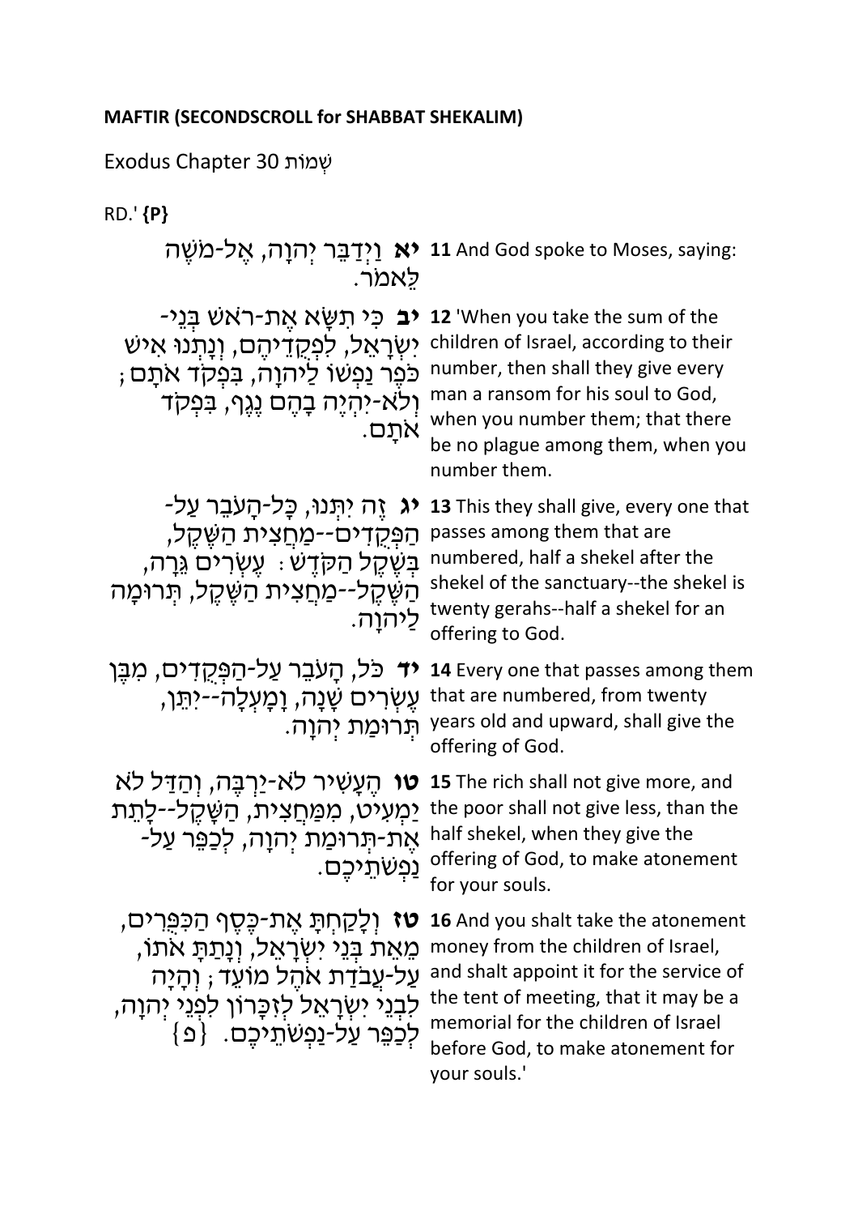**MAFTIR (SECONDSCROLL for SHABBAT SHEKALIM)**

Exodus Chapter 30 שְׁמוֹת

RD.' **{P}**

| | |
|---|---|
| **יא** וַיְדַבֵּר יְהוָה, אֶל-מֹשֶׁה לֵּאמֹר. | **11** And God spoke to Moses, saying: |
| **יב** כִּי תִשָּׂא אֶת-רֹאשׁ בְּנֵי-יִשְׂרָאֵל, לִפְקֻדֵיהֶם, וְנָתְנוּ אִישׁ כֹּפֶר נַפְשׁוֹ לַיהוָה, בִּפְקֹד אֹתָם; וְלֹא-יִהְיֶה בָהֶם נֶגֶף, בִּפְקֹד אֹתָם. | **12** 'When you take the sum of the children of Israel, according to their number, then shall they give every man a ransom for his soul to God, when you number them; that there be no plague among them, when you number them. |
| **יג** זֶה יִתְּנוּ, כָּל-הָעֹבֵר עַל-הַפְּקֻדִים--מַחֲצִית הַשֶּׁקֶל, בְּשֶׁקֶל הַקֹּדֶשׁ: עֶשְׂרִים גֵּרָה, הַשֶּׁקֶל--מַחֲצִית הַשֶּׁקֶל, תְּרוּמָה לַיהוָה. | **13** This they shall give, every one that passes among them that are numbered, half a shekel after the shekel of the sanctuary--the shekel is twenty gerahs--half a shekel for an offering to God. |
| **יד** כֹּל, הָעֹבֵר עַל-הַפְּקֻדִים, מִבֶּן עֶשְׂרִים שָׁנָה, וָמָעְלָה--יִתֵּן, תְּרוּמַת יְהוָה. | **14** Every one that passes among them that are numbered, from twenty years old and upward, shall give the offering of God. |
| **טו** הֶעָשִׁיר לֹא-יַרְבֶּה, וְהַדַּל לֹא יַמְעִיט, מִמַּחֲצִית, הַשָּׁקֶל--לָתֵת אֶת-תְּרוּמַת יְהוָה, לְכַפֵּר עַל-נַפְשֹׁתֵיכֶם. | **15** The rich shall not give more, and the poor shall not give less, than the half shekel, when they give the offering of God, to make atonement for your souls. |
| **טז** וְלָקַחְתָּ אֶת-כֶּסֶף הַכִּפֻּרִים, מֵאֵת בְּנֵי יִשְׂרָאֵל, וְנָתַתָּ אֹתוֹ, עַל-עֲבֹדַת אֹהֶל מוֹעֵד; וְהָיָה לִבְנֵי יִשְׂרָאֵל לְזִכָּרוֹן לִפְנֵי יְהוָה, לְכַפֵּר עַל-נַפְשֹׁתֵיכֶם. {פ} | **16** And you shalt take the atonement money from the children of Israel, and shalt appoint it for the service of the tent of meeting, that it may be a memorial for the children of Israel before God, to make atonement for your souls.' |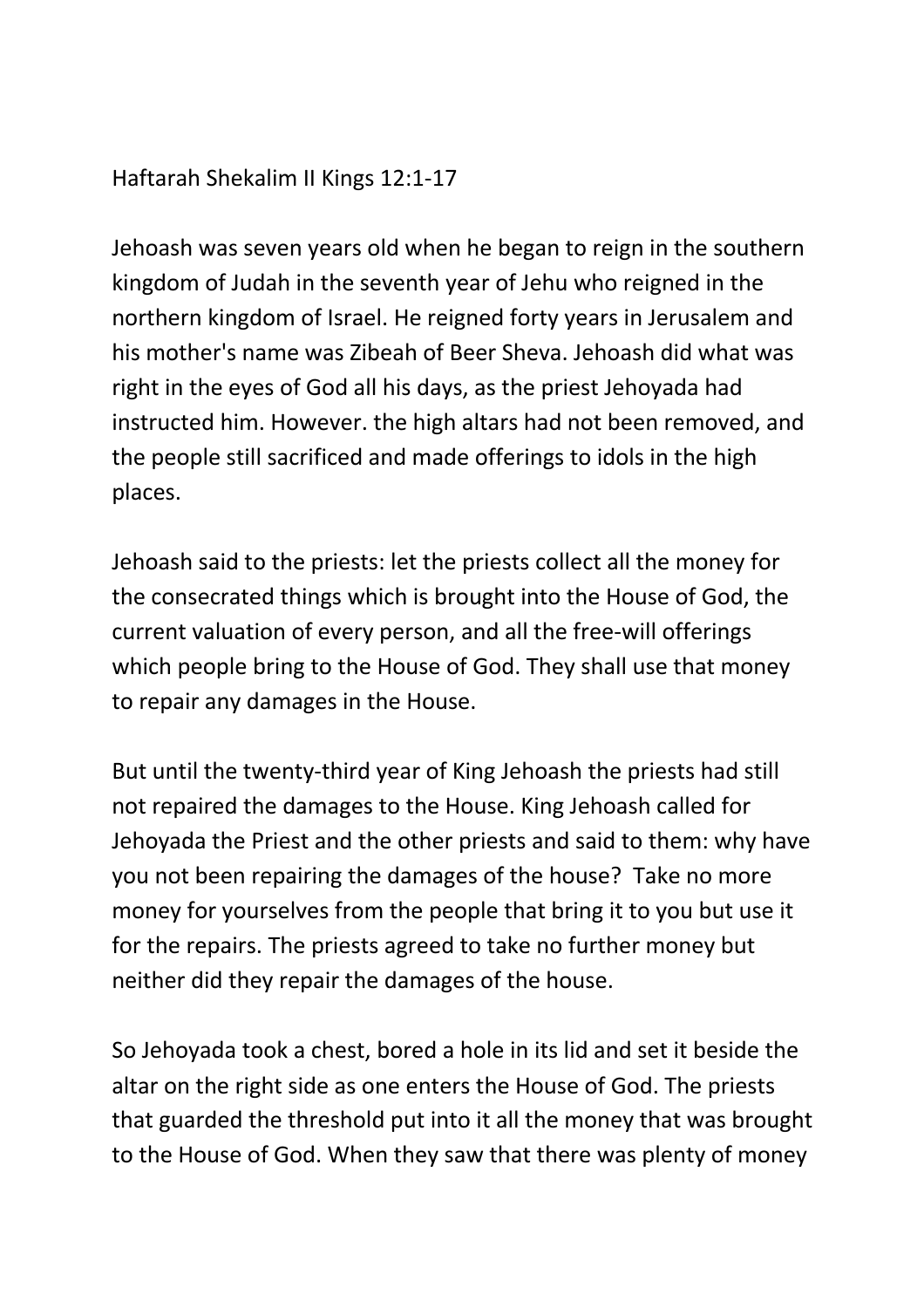Haftarah Shekalim II Kings 12:1-17

Jehoash was seven years old when he began to reign in the southern kingdom of Judah in the seventh year of Jehu who reigned in the northern kingdom of Israel. He reigned forty years in Jerusalem and his mother's name was Zibeah of Beer Sheva. Jehoash did what was right in the eyes of God all his days, as the priest Jehoyada had instructed him. However. the high altars had not been removed, and the people still sacrificed and made offerings to idols in the high places.

Jehoash said to the priests: let the priests collect all the money for the consecrated things which is brought into the House of God, the current valuation of every person, and all the free-will offerings which people bring to the House of God. They shall use that money to repair any damages in the House.

But until the twenty-third year of King Jehoash the priests had still not repaired the damages to the House. King Jehoash called for Jehoyada the Priest and the other priests and said to them: why have you not been repairing the damages of the house?  Take no more money for yourselves from the people that bring it to you but use it for the repairs. The priests agreed to take no further money but neither did they repair the damages of the house.

So Jehoyada took a chest, bored a hole in its lid and set it beside the altar on the right side as one enters the House of God. The priests that guarded the threshold put into it all the money that was brought to the House of God. When they saw that there was plenty of money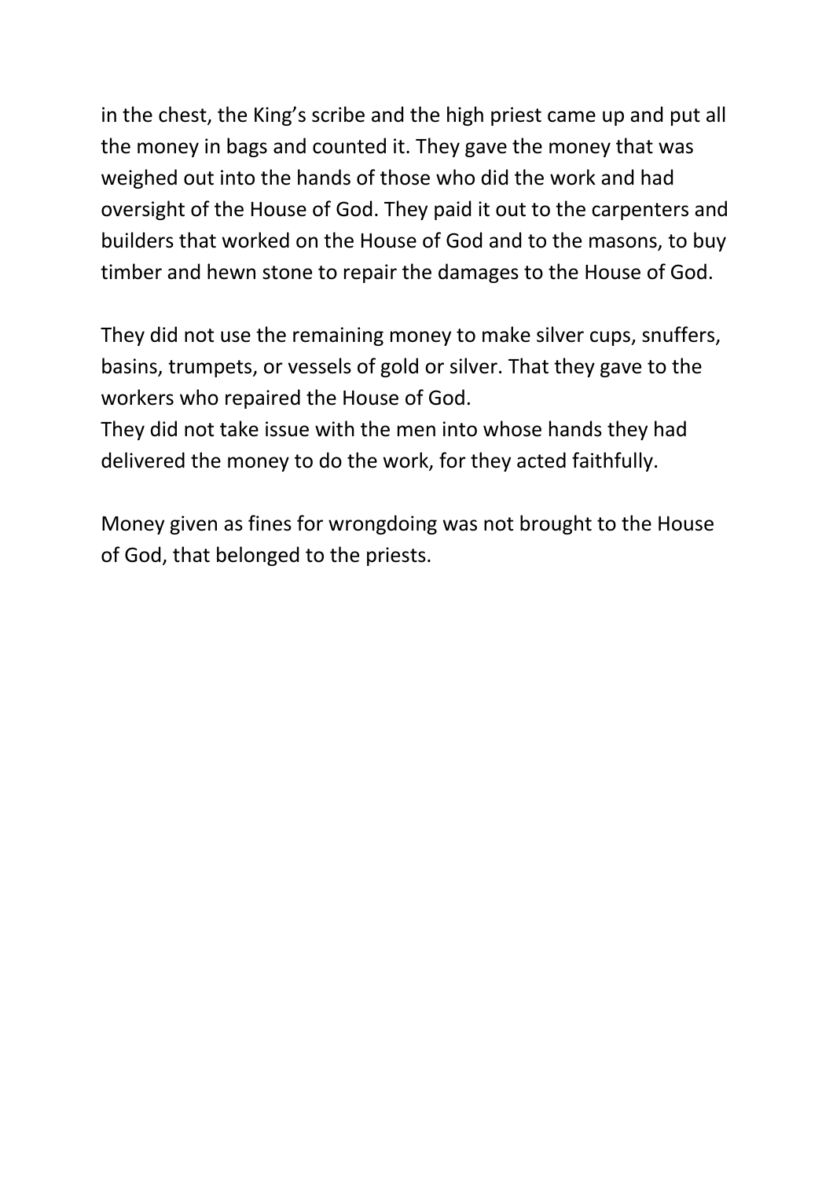in the chest, the King's scribe and the high priest came up and put all the money in bags and counted it. They gave the money that was weighed out into the hands of those who did the work and had oversight of the House of God. They paid it out to the carpenters and builders that worked on the House of God and to the masons, to buy timber and hewn stone to repair the damages to the House of God.

They did not use the remaining money to make silver cups, snuffers, basins, trumpets, or vessels of gold or silver. That they gave to the workers who repaired the House of God.
They did not take issue with the men into whose hands they had delivered the money to do the work, for they acted faithfully.

Money given as fines for wrongdoing was not brought to the House of God, that belonged to the priests.